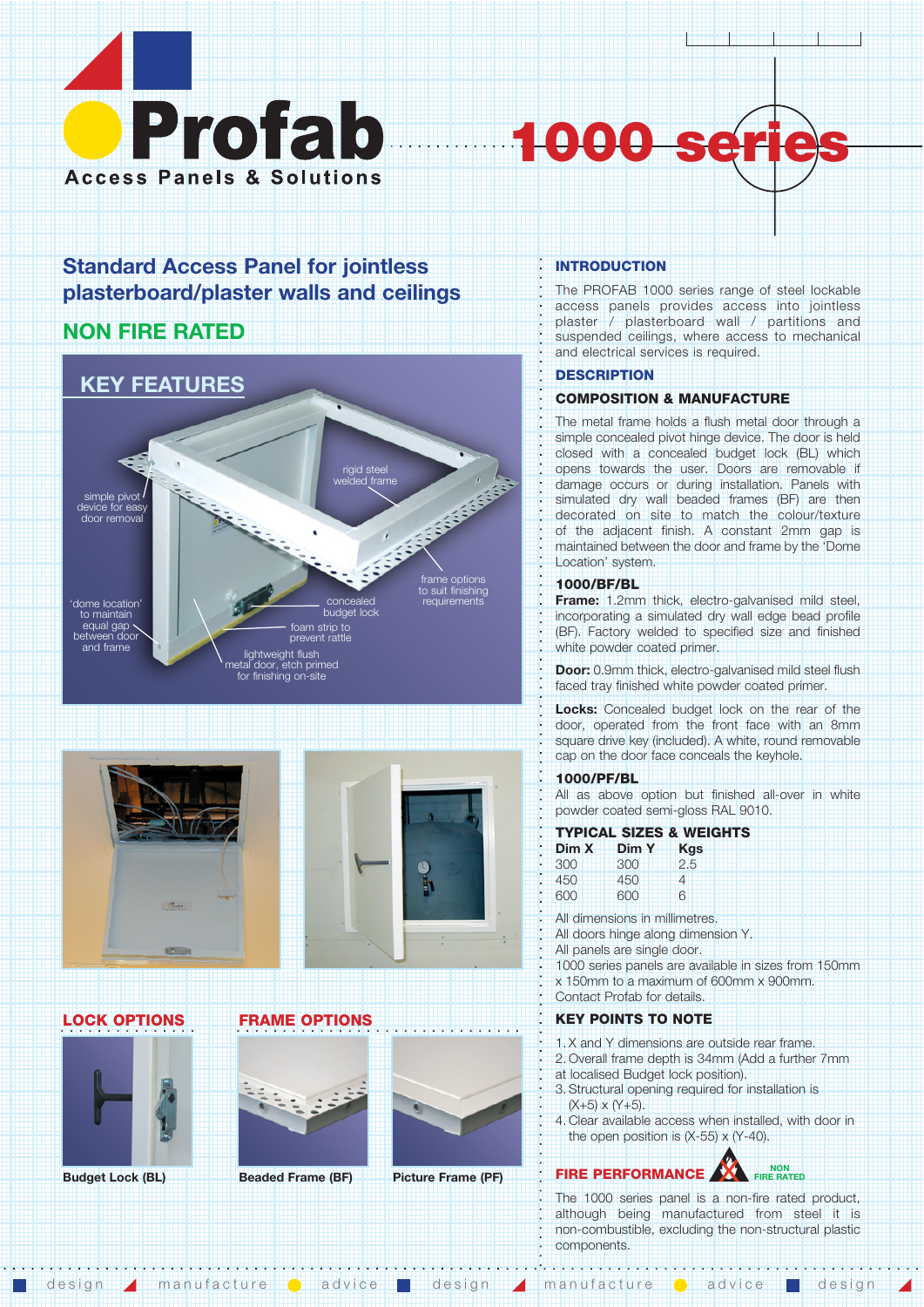# Profab

Access Panels & Solutions

# 1000 series

## Standard Access Panel for jointless plasterboard/plaster walls and ceilings

## NON FIRE RATED

### KEY FEATURES

- simple pivot device for easy door removal
- rigid steel welded frame
- frame options to suit finishing requirements
- 'dome location' to maintain equal gap between door and frame
- concealed budget lock
- foam strip to prevent rattle
- lightweight flush metal door, etch primed for finishing on-site

### LOCK OPTIONS

Budget Lock (BL)

### FRAME OPTIONS

Beaded Frame (BF)

Picture Frame (PF)

## INTRODUCTION

The PROFAB 1000 series range of steel lockable access panels provides access into jointless plaster / plasterboard wall / partitions and suspended ceilings, where access to mechanical and electrical services is required.

## DESCRIPTION

### COMPOSITION & MANUFACTURE

The metal frame holds a flush metal door through a simple concealed pivot hinge device. The door is held closed with a concealed budget lock (BL) which opens towards the user. Doors are removable if damage occurs or during installation. Panels with simulated dry wall beaded frames (BF) are then decorated on site to match the colour/texture of the adjacent finish. A constant 2mm gap is maintained between the door and frame by the 'Dome Location' system.

### 1000/BF/BL

**Frame:** 1.2mm thick, electro-galvanised mild steel, incorporating a simulated dry wall edge bead profile (BF). Factory welded to specified size and finished white powder coated primer.

**Door:** 0.9mm thick, electro-galvanised mild steel flush faced tray finished white powder coated primer.

**Locks:** Concealed budget lock on the rear of the door, operated from the front face with an 8mm square drive key (included). A white, round removable cap on the door face conceals the keyhole.

### 1000/PF/BL

All as above option but finished all-over in white powder coated semi-gloss RAL 9010.

### TYPICAL SIZES & WEIGHTS

| Dim X | Dim Y | Kgs |
|---|---|---|
| 300 | 300 | 2.5 |
| 450 | 450 | 4 |
| 600 | 600 | 6 |

All dimensions in millimetres.
All doors hinge along dimension Y.
All panels are single door.
1000 series panels are available in sizes from 150mm x 150mm to a maximum of 600mm x 900mm.
Contact Profab for details.

### KEY POINTS TO NOTE

1. X and Y dimensions are outside rear frame.
2. Overall frame depth is 34mm (Add a further 7mm at localised Budget lock position).
3. Structural opening required for installation is (X+5) x (Y+5).
4. Clear available access when installed, with door in the open position is (X-55) x (Y-40).

### FIRE PERFORMANCE

NON FIRE RATED

The 1000 series panel is a non-fire rated product, although being manufactured from steel it is non-combustible, excluding the non-structural plastic components.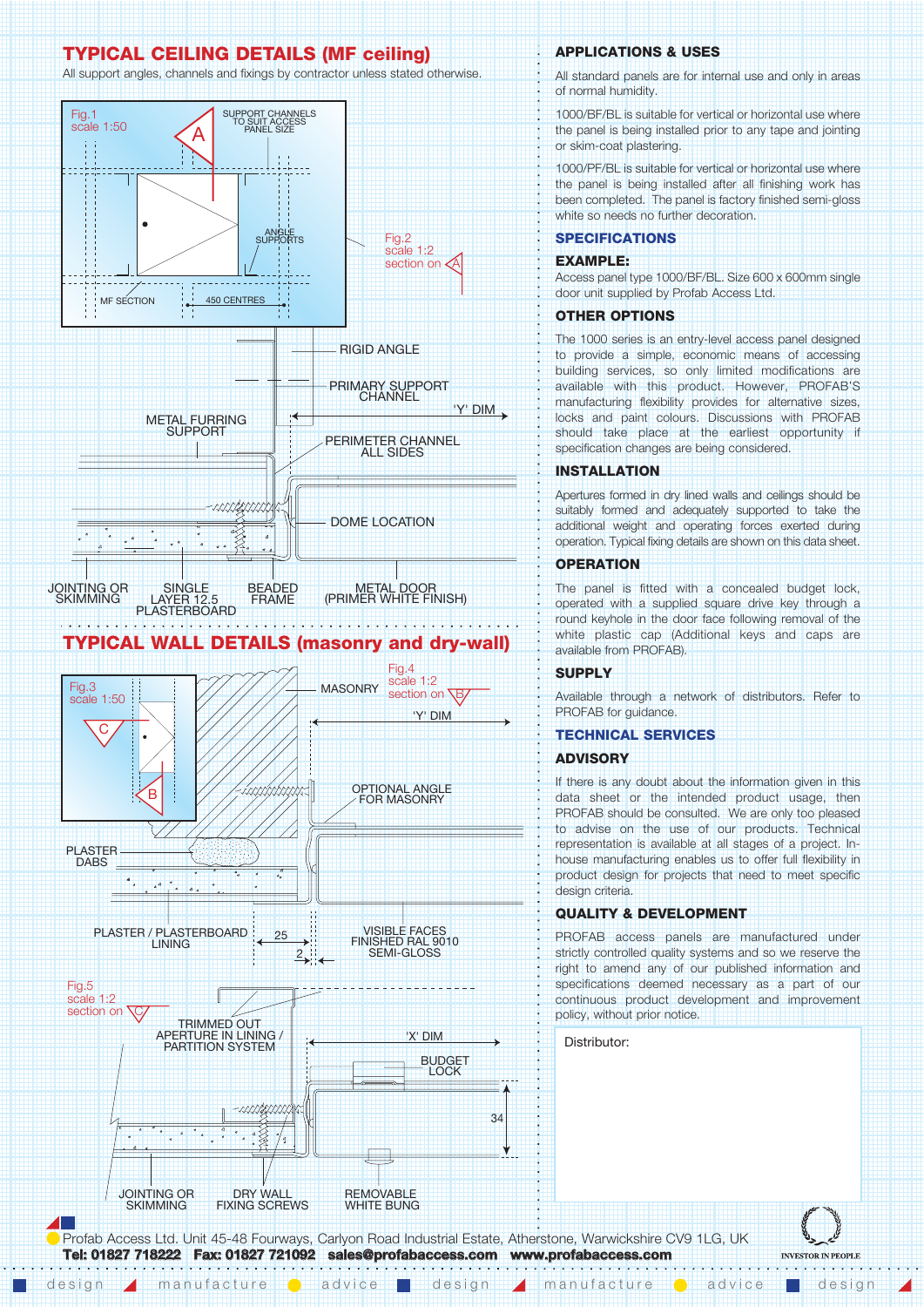## TYPICAL CEILING DETAILS (MF ceiling)

All support angles, channels and fixings by contractor unless stated otherwise.

Fig.1
scale 1:50

A

SUPPORT CHANNELS TO SUIT ACCESS PANEL SIZE

ANGLE SUPPORTS

MF SECTION

450 CENTRES

Fig.2
scale 1:2
section on A

RIGID ANGLE

PRIMARY SUPPORT CHANNEL

'Y' DIM

METAL FURRING SUPPORT

PERIMETER CHANNEL ALL SIDES

DOME LOCATION

JOINTING OR SKIMMING

SINGLE LAYER 12.5 PLASTERBOARD

BEADED FRAME

METAL DOOR (PRIMER WHITE FINISH)

## TYPICAL WALL DETAILS (masonry and dry-wall)

Fig.3
scale 1:50

C

B

MASONRY

Fig.4
scale 1:2
section on B

'Y' DIM

OPTIONAL ANGLE FOR MASONRY

PLASTER DABS

PLASTER / PLASTERBOARD LINING

25

2

VISIBLE FACES FINISHED RAL 9010 SEMI-GLOSS

Fig.5
scale 1:2
section on C

TRIMMED OUT APERTURE IN LINING / PARTITION SYSTEM

'X' DIM

BUDGET LOCK

34

JOINTING OR SKIMMING

DRY WALL FIXING SCREWS

REMOVABLE WHITE BUNG

## APPLICATIONS & USES

All standard panels are for internal use and only in areas of normal humidity.

1000/BF/BL is suitable for vertical or horizontal use where the panel is being installed prior to any tape and jointing or skim-coat plastering.

1000/PF/BL is suitable for vertical or horizontal use where the panel is being installed after all finishing work has been completed. The panel is factory finished semi-gloss white so needs no further decoration.

## SPECIFICATIONS

### EXAMPLE:

Access panel type 1000/BF/BL. Size 600 x 600mm single door unit supplied by Profab Access Ltd.

### OTHER OPTIONS

The 1000 series is an entry-level access panel designed to provide a simple, economic means of accessing building services, so only limited modifications are available with this product. However, PROFAB'S manufacturing flexibility provides for alternative sizes, locks and paint colours. Discussions with PROFAB should take place at the earliest opportunity if specification changes are being considered.

### INSTALLATION

Apertures formed in dry lined walls and ceilings should be suitably formed and adequately supported to take the additional weight and operating forces exerted during operation. Typical fixing details are shown on this data sheet.

### OPERATION

The panel is fitted with a concealed budget lock, operated with a supplied square drive key through a round keyhole in the door face following removal of the white plastic cap (Additional keys and caps are available from PROFAB).

### SUPPLY

Available through a network of distributors. Refer to PROFAB for guidance.

## TECHNICAL SERVICES

### ADVISORY

If there is any doubt about the information given in this data sheet or the intended product usage, then PROFAB should be consulted. We are only too pleased to advise on the use of our products. Technical representation is available at all stages of a project. In-house manufacturing enables us to offer full flexibility in product design for projects that need to meet specific design criteria.

### QUALITY & DEVELOPMENT

PROFAB access panels are manufactured under strictly controlled quality systems and so we reserve the right to amend any of our published information and specifications deemed necessary as a part of our continuous product development and improvement policy, without prior notice.

Distributor:

Profab Access Ltd. Unit 45-48 Fourways, Carlyon Road Industrial Estate, Atherstone, Warwickshire CV9 1LG, UK

**Tel: 01827 718222 Fax: 01827 721092 sales@profabaccess.com www.profabaccess.com**

INVESTOR IN PEOPLE

design manufacture advice design manufacture advice design